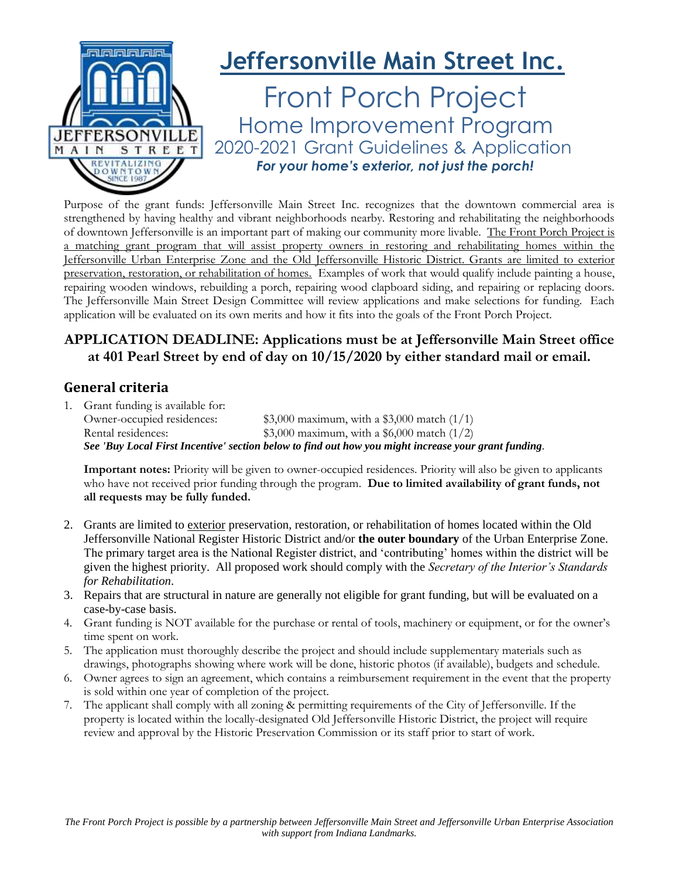# Jeffersonville Main Street Inc.

## Front Porch Project

### Home Improvement Program

### 2020-2021 Grant Guidelines & Application

***For your home's exterior, not just the porch!***

Purpose of the grant funds: Jeffersonville Main Street Inc. recognizes that the downtown commercial area is strengthened by having healthy and vibrant neighborhoods nearby. Restoring and rehabilitating the neighborhoods of downtown Jeffersonville is an important part of making our community more livable. The Front Porch Project is a matching grant program that will assist property owners in restoring and rehabilitating homes within the Jeffersonville Urban Enterprise Zone and the Old Jeffersonville Historic District. Grants are limited to exterior preservation, restoration, or rehabilitation of homes. Examples of work that would qualify include painting a house, repairing wooden windows, rebuilding a porch, repairing wood clapboard siding, and repairing or replacing doors. The Jeffersonville Main Street Design Committee will review applications and make selections for funding. Each application will be evaluated on its own merits and how it fits into the goals of the Front Porch Project.

**APPLICATION DEADLINE: Applications must be at Jeffersonville Main Street office at 401 Pearl Street by end of day on 10/15/2020 by either standard mail or email.**

## General criteria

1. Grant funding is available for:

   Owner-occupied residences: $3,000 maximum, with a $3,000 match (1/1)

   Rental residences: $3,000 maximum, with a $6,000 match (1/2)

   ***See 'Buy Local First Incentive' section below to find out how you might increase your grant funding.***

   **Important notes:** Priority will be given to owner-occupied residences. Priority will also be given to applicants who have not received prior funding through the program. **Due to limited availability of grant funds, not all requests may be fully funded.**

2. Grants are limited to exterior preservation, restoration, or rehabilitation of homes located within the Old Jeffersonville National Register Historic District and/or **the outer boundary** of the Urban Enterprise Zone. The primary target area is the National Register district, and 'contributing' homes within the district will be given the highest priority. All proposed work should comply with the *Secretary of the Interior's Standards for Rehabilitation*.
3. Repairs that are structural in nature are generally not eligible for grant funding, but will be evaluated on a case-by-case basis.
4. Grant funding is NOT available for the purchase or rental of tools, machinery or equipment, or for the owner's time spent on work.
5. The application must thoroughly describe the project and should include supplementary materials such as drawings, photographs showing where work will be done, historic photos (if available), budgets and schedule.
6. Owner agrees to sign an agreement, which contains a reimbursement requirement in the event that the property is sold within one year of completion of the project.
7. The applicant shall comply with all zoning & permitting requirements of the City of Jeffersonville. If the property is located within the locally-designated Old Jeffersonville Historic District, the project will require review and approval by the Historic Preservation Commission or its staff prior to start of work.

*The Front Porch Project is possible by a partnership between Jeffersonville Main Street and Jeffersonville Urban Enterprise Association with support from Indiana Landmarks.*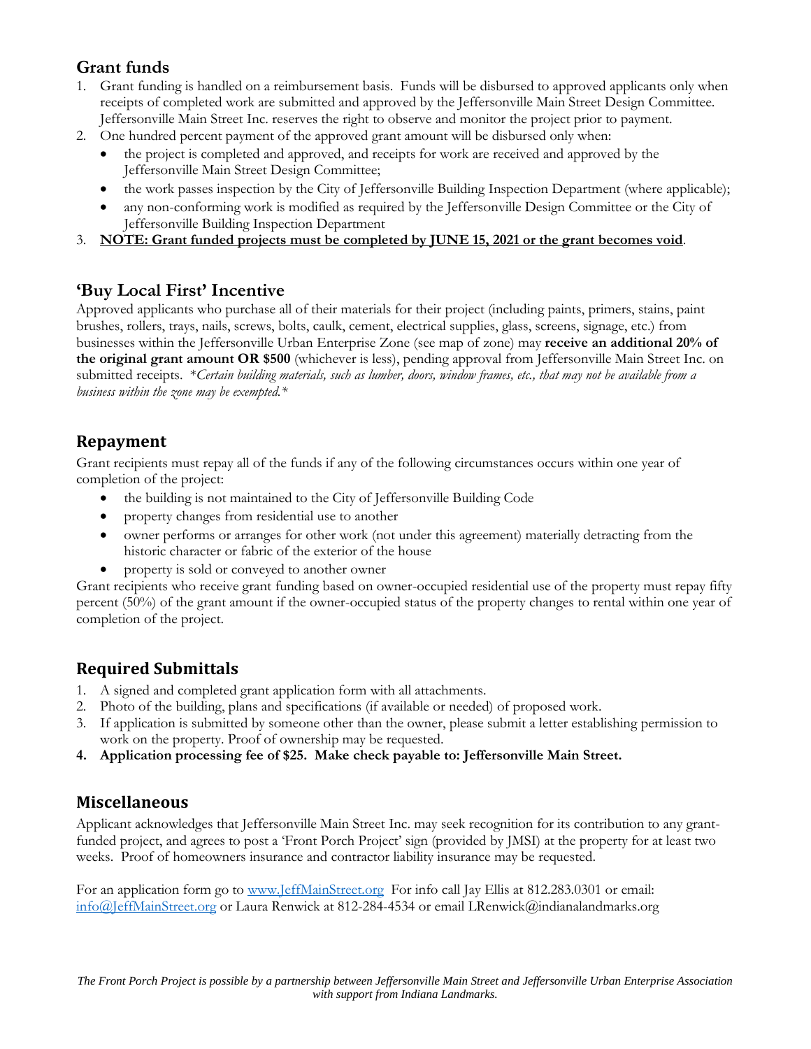## Grant funds

1. Grant funding is handled on a reimbursement basis. Funds will be disbursed to approved applicants only when receipts of completed work are submitted and approved by the Jeffersonville Main Street Design Committee. Jeffersonville Main Street Inc. reserves the right to observe and monitor the project prior to payment.
2. One hundred percent payment of the approved grant amount will be disbursed only when:
   - the project is completed and approved, and receipts for work are received and approved by the Jeffersonville Main Street Design Committee;
   - the work passes inspection by the City of Jeffersonville Building Inspection Department (where applicable);
   - any non-conforming work is modified as required by the Jeffersonville Design Committee or the City of Jeffersonville Building Inspection Department
3. **NOTE: Grant funded projects must be completed by JUNE 15, 2021 or the grant becomes void**.

## 'Buy Local First' Incentive

Approved applicants who purchase all of their materials for their project (including paints, primers, stains, paint brushes, rollers, trays, nails, screws, bolts, caulk, cement, electrical supplies, glass, screens, signage, etc.) from businesses within the Jeffersonville Urban Enterprise Zone (see map of zone) may **receive an additional 20% of the original grant amount OR $500** (whichever is less), pending approval from Jeffersonville Main Street Inc. on submitted receipts. *\*Certain building materials, such as lumber, doors, window frames, etc., that may not be available from a business within the zone may be exempted.\**

## Repayment

Grant recipients must repay all of the funds if any of the following circumstances occurs within one year of completion of the project:

- the building is not maintained to the City of Jeffersonville Building Code
- property changes from residential use to another
- owner performs or arranges for other work (not under this agreement) materially detracting from the historic character or fabric of the exterior of the house
- property is sold or conveyed to another owner

Grant recipients who receive grant funding based on owner-occupied residential use of the property must repay fifty percent (50%) of the grant amount if the owner-occupied status of the property changes to rental within one year of completion of the project.

## Required Submittals

1. A signed and completed grant application form with all attachments.
2. Photo of the building, plans and specifications (if available or needed) of proposed work.
3. If application is submitted by someone other than the owner, please submit a letter establishing permission to work on the property. Proof of ownership may be requested.
4. **Application processing fee of $25. Make check payable to: Jeffersonville Main Street.**

## Miscellaneous

Applicant acknowledges that Jeffersonville Main Street Inc. may seek recognition for its contribution to any grant-funded project, and agrees to post a 'Front Porch Project' sign (provided by JMSI) at the property for at least two weeks. Proof of homeowners insurance and contractor liability insurance may be requested.

For an application form go to www.JeffMainStreet.org For info call Jay Ellis at 812.283.0301 or email: info@JeffMainStreet.org or Laura Renwick at 812-284-4534 or email LRenwick@indianalandmarks.org

*The Front Porch Project is possible by a partnership between Jeffersonville Main Street and Jeffersonville Urban Enterprise Association with support from Indiana Landmarks.*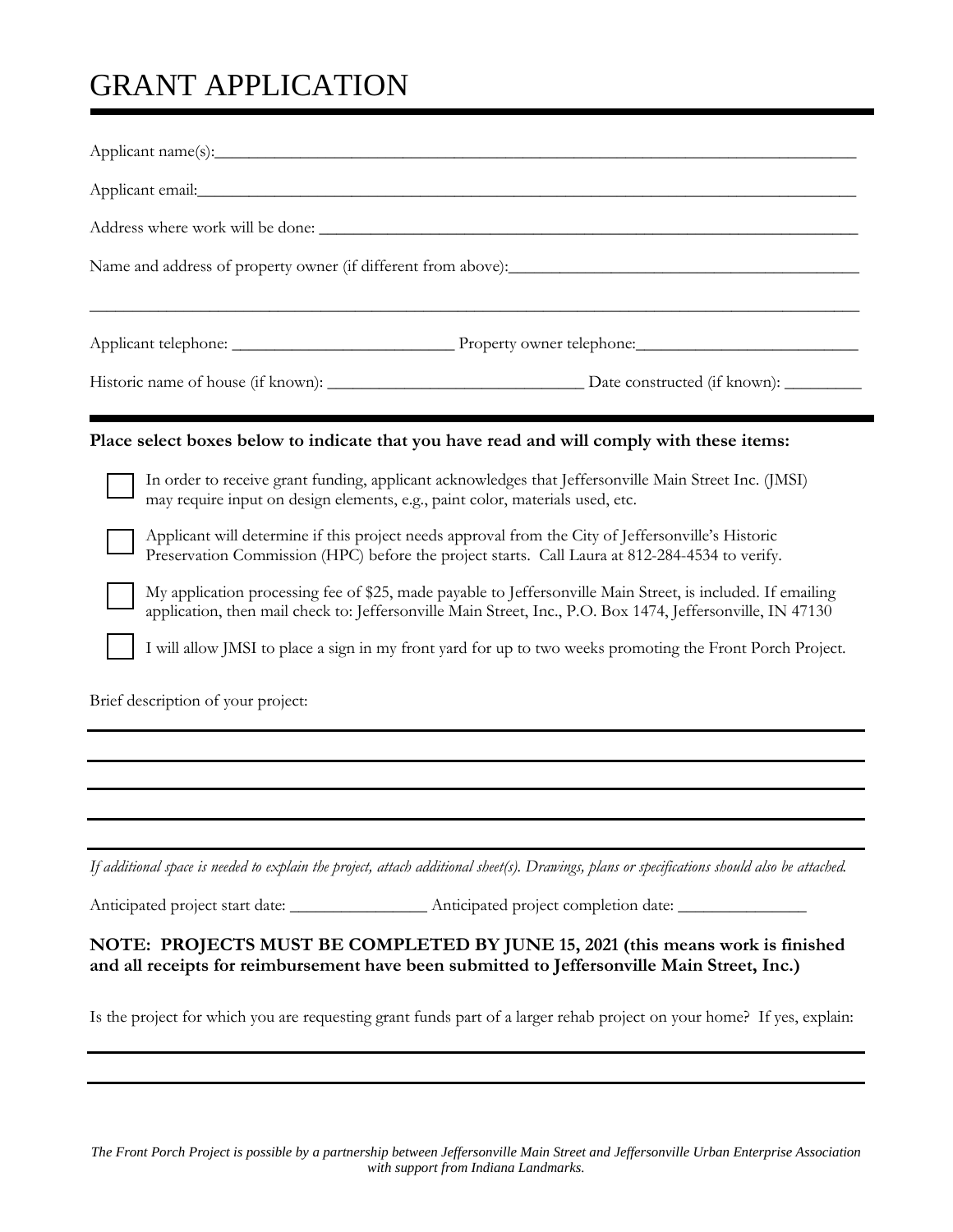# GRANT APPLICATION

Applicant name(s):\_\_\_\_\_\_\_\_\_\_\_\_\_\_\_\_\_\_\_\_\_\_\_\_\_\_\_\_\_\_\_\_\_\_\_\_\_\_\_\_\_\_\_\_\_\_\_\_\_\_\_\_\_\_\_\_\_\_\_\_

Applicant email:\_\_\_\_\_\_\_\_\_\_\_\_\_\_\_\_\_\_\_\_\_\_\_\_\_\_\_\_\_\_\_\_\_\_\_\_\_\_\_\_\_\_\_\_\_\_\_\_\_\_\_\_\_\_\_\_\_\_\_\_\_\_

Address where work will be done: \_\_\_\_\_\_\_\_\_\_\_\_\_\_\_\_\_\_\_\_\_\_\_\_\_\_\_\_\_\_\_\_\_\_\_\_\_\_\_\_\_\_\_\_\_\_\_\_\_\_

Name and address of property owner (if different from above):\_\_\_\_\_\_\_\_\_\_\_\_\_\_\_\_\_\_\_\_\_\_\_\_\_\_\_\_\_\_

\_\_\_\_\_\_\_\_\_\_\_\_\_\_\_\_\_\_\_\_\_\_\_\_\_\_\_\_\_\_\_\_\_\_\_\_\_\_\_\_\_\_\_\_\_\_\_\_\_\_\_\_\_\_\_\_\_\_\_\_\_\_\_\_\_\_\_\_\_\_\_\_\_\_\_\_

Applicant telephone: \_\_\_\_\_\_\_\_\_\_\_\_\_\_\_\_\_\_\_\_\_\_ Property owner telephone:\_\_\_\_\_\_\_\_\_\_\_\_\_\_\_\_\_\_\_\_\_\_

Historic name of house (if known): \_\_\_\_\_\_\_\_\_\_\_\_\_\_\_\_\_\_\_\_\_\_\_\_\_\_ Date constructed (if known): \_\_\_\_\_\_\_\_

**Place select boxes below to indicate that you have read and will comply with these items:**

- ☐ In order to receive grant funding, applicant acknowledges that Jeffersonville Main Street Inc. (JMSI) may require input on design elements, e.g., paint color, materials used, etc.
- ☐ Applicant will determine if this project needs approval from the City of Jeffersonville's Historic Preservation Commission (HPC) before the project starts. Call Laura at 812-284-4534 to verify.
- ☐ My application processing fee of $25, made payable to Jeffersonville Main Street, is included. If emailing application, then mail check to: Jeffersonville Main Street, Inc., P.O. Box 1474, Jeffersonville, IN 47130
- ☐ I will allow JMSI to place a sign in my front yard for up to two weeks promoting the Front Porch Project.

Brief description of your project:

\_\_\_\_\_\_\_\_\_\_\_\_\_\_\_\_\_\_\_\_\_\_\_\_\_\_\_\_\_\_\_\_\_\_\_\_\_\_\_\_\_\_\_\_\_\_\_\_\_\_\_\_\_\_\_\_\_\_\_\_\_\_\_\_\_\_\_\_\_\_\_\_\_\_\_\_

\_\_\_\_\_\_\_\_\_\_\_\_\_\_\_\_\_\_\_\_\_\_\_\_\_\_\_\_\_\_\_\_\_\_\_\_\_\_\_\_\_\_\_\_\_\_\_\_\_\_\_\_\_\_\_\_\_\_\_\_\_\_\_\_\_\_\_\_\_\_\_\_\_\_\_\_

\_\_\_\_\_\_\_\_\_\_\_\_\_\_\_\_\_\_\_\_\_\_\_\_\_\_\_\_\_\_\_\_\_\_\_\_\_\_\_\_\_\_\_\_\_\_\_\_\_\_\_\_\_\_\_\_\_\_\_\_\_\_\_\_\_\_\_\_\_\_\_\_\_\_\_\_

\_\_\_\_\_\_\_\_\_\_\_\_\_\_\_\_\_\_\_\_\_\_\_\_\_\_\_\_\_\_\_\_\_\_\_\_\_\_\_\_\_\_\_\_\_\_\_\_\_\_\_\_\_\_\_\_\_\_\_\_\_\_\_\_\_\_\_\_\_\_\_\_\_\_\_\_

\_\_\_\_\_\_\_\_\_\_\_\_\_\_\_\_\_\_\_\_\_\_\_\_\_\_\_\_\_\_\_\_\_\_\_\_\_\_\_\_\_\_\_\_\_\_\_\_\_\_\_\_\_\_\_\_\_\_\_\_\_\_\_\_\_\_\_\_\_\_\_\_\_\_\_\_

*If additional space is needed to explain the project, attach additional sheet(s). Drawings, plans or specifications should also be attached.*

Anticipated project start date: \_\_\_\_\_\_\_\_\_\_\_\_\_\_ Anticipated project completion date: \_\_\_\_\_\_\_\_\_\_\_\_\_\_

**NOTE: PROJECTS MUST BE COMPLETED BY JUNE 15, 2021 (this means work is finished and all receipts for reimbursement have been submitted to Jeffersonville Main Street, Inc.)**

Is the project for which you are requesting grant funds part of a larger rehab project on your home? If yes, explain:

\_\_\_\_\_\_\_\_\_\_\_\_\_\_\_\_\_\_\_\_\_\_\_\_\_\_\_\_\_\_\_\_\_\_\_\_\_\_\_\_\_\_\_\_\_\_\_\_\_\_\_\_\_\_\_\_\_\_\_\_\_\_\_\_\_\_\_\_\_\_\_\_\_\_\_\_

\_\_\_\_\_\_\_\_\_\_\_\_\_\_\_\_\_\_\_\_\_\_\_\_\_\_\_\_\_\_\_\_\_\_\_\_\_\_\_\_\_\_\_\_\_\_\_\_\_\_\_\_\_\_\_\_\_\_\_\_\_\_\_\_\_\_\_\_\_\_\_\_\_\_\_\_

*The Front Porch Project is possible by a partnership between Jeffersonville Main Street and Jeffersonville Urban Enterprise Association with support from Indiana Landmarks.*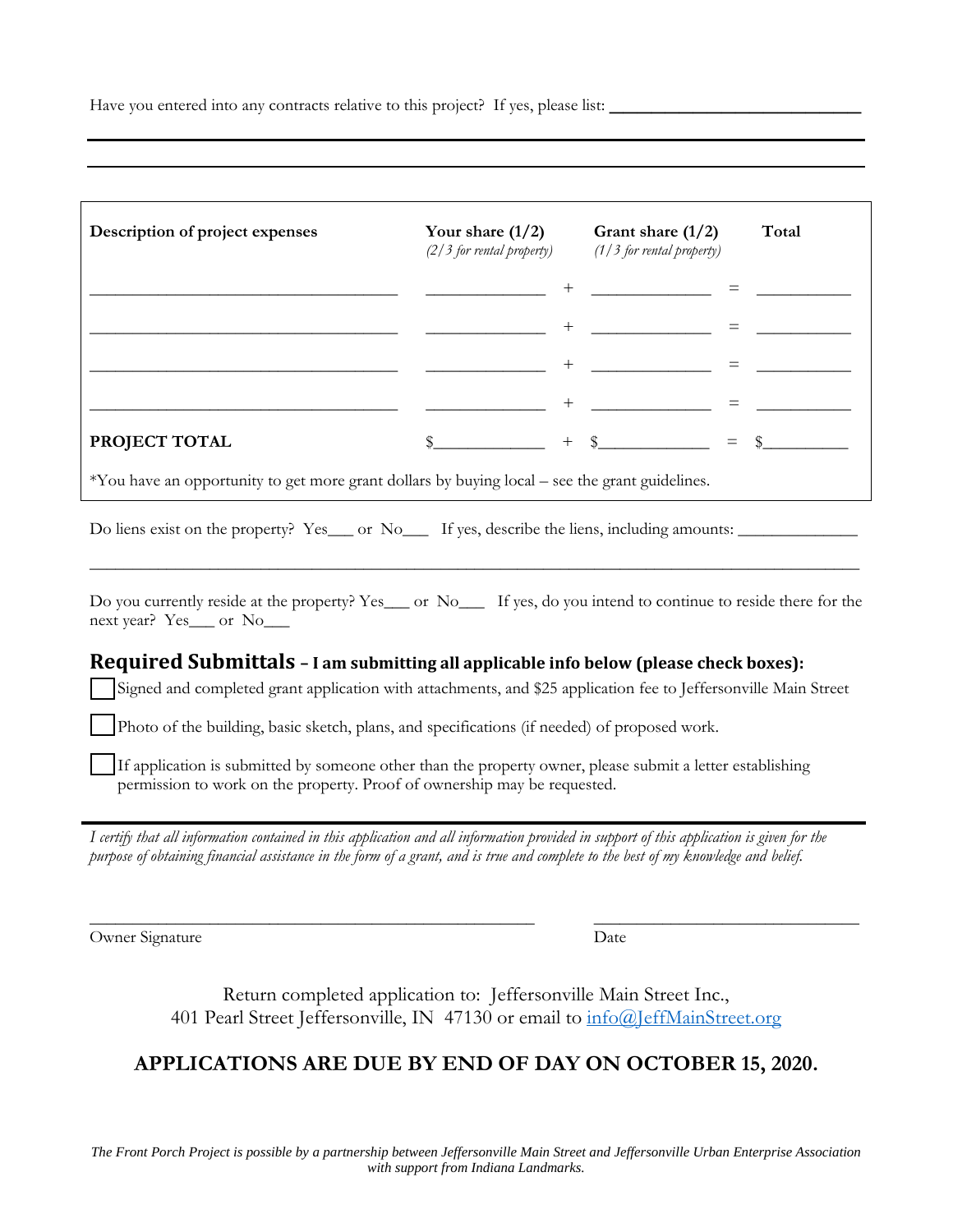Have you entered into any contracts relative to this project? If yes, please list: ___________________________

___________________________________________________________________________

___________________________________________________________________________

| Description of project expenses | Your share (1/2) *(2/3 for rental property)* | | Grant share (1/2) *(1/3 for rental property)* | | Total |
|---|---|---|---|---|---|
| ______________________________ | ____________ | + | ____________ | = | __________ |
| ______________________________ | ____________ | + | ____________ | = | __________ |
| ______________________________ | ____________ | + | ____________ | = | __________ |
| ______________________________ | ____________ | + | ____________ | = | __________ |
| **PROJECT TOTAL** | $____________ | + | $____________ | = | $__________ |

*You have an opportunity to get more grant dollars by buying local – see the grant guidelines.

Do liens exist on the property? Yes___ or No___ If yes, describe the liens, including amounts: ______________

___________________________________________________________________________

Do you currently reside at the property? Yes___ or No___ If yes, do you intend to continue to reside there for the next year? Yes___ or No___

## Required Submittals – I am submitting all applicable info below (please check boxes):

☐ Signed and completed grant application with attachments, and $25 application fee to Jeffersonville Main Street

☐ Photo of the building, basic sketch, plans, and specifications (if needed) of proposed work.

☐ If application is submitted by someone other than the property owner, please submit a letter establishing permission to work on the property. Proof of ownership may be requested.

---

*I certify that all information contained in this application and all information provided in support of this application is given for the purpose of obtaining financial assistance in the form of a grant, and is true and complete to the best of my knowledge and belief.*

_______________________________________________ ____________________________

Owner Signature Date

Return completed application to: Jeffersonville Main Street Inc.,
401 Pearl Street Jeffersonville, IN 47130 or email to [info@JeffMainStreet.org](mailto:info@JeffMainStreet.org)

## APPLICATIONS ARE DUE BY END OF DAY ON OCTOBER 15, 2020.

*The Front Porch Project is possible by a partnership between Jeffersonville Main Street and Jeffersonville Urban Enterprise Association with support from Indiana Landmarks.*